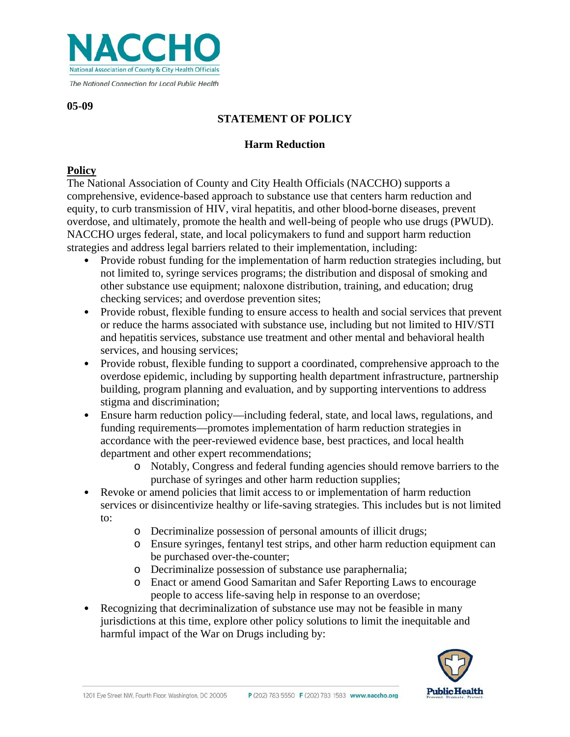05-09

# STATEMENT OF POLICY

## Harm Reduction

### Policy

The National Association of County and City Health Officials (NACCHO) supports a comprehensive, evidence-based approach to substance use that centers harm reduction and equity, to curb transmission of HIV, viral hepatitis, and other blood-borne diseases, prevent overdose, and ultimately, promote the health and well-being of people who use drugs (PWUD). NACCHO urges federal, state, and local policymakers to fund and support harm reduction strategies and address legal barriers related to their implementation, including:

- Provide robust funding for the implementation of harm reduction strategies including, but not limited to, syringe services programs; the distribution and disposal of smoking and other substance use equipment; naloxone distribution, training, and education; drug checking services; and overdose prevention sites;
- Provide robust, flexible funding to ensure access to health and social services that prevent or reduce the harms associated with substance use, including but not limited to HIV/STI and hepatitis services, substance use treatment and other mental and behavioral health services, and housing services;
- Provide robust, flexible funding to support a coordinated, comprehensive approach to the overdose epidemic, including by supporting health department infrastructure, partnership building, program planning and evaluation, and by supporting interventions to address stigma and discrimination;
- Ensure harm reduction policy—including federal, state, and local laws, regulations, and funding requirements—promotes implementation of harm reduction strategies in accordance with the peer-reviewed evidence base, best practices, and local health department and other expert recommendations;
  - Notably, Congress and federal funding agencies should remove barriers to the purchase of syringes and other harm reduction supplies;
- Revoke or amend policies that limit access to or implementation of harm reduction services or disincentivize healthy or life-saving strategies. This includes but is not limited to:
  - Decriminalize possession of personal amounts of illicit drugs;
  - Ensure syringes, fentanyl test strips, and other harm reduction equipment can be purchased over-the-counter;
  - Decriminalize possession of substance use paraphernalia;
  - Enact or amend Good Samaritan and Safer Reporting Laws to encourage people to access life-saving help in response to an overdose;
- Recognizing that decriminalization of substance use may not be feasible in many jurisdictions at this time, explore other policy solutions to limit the inequitable and harmful impact of the War on Drugs including by: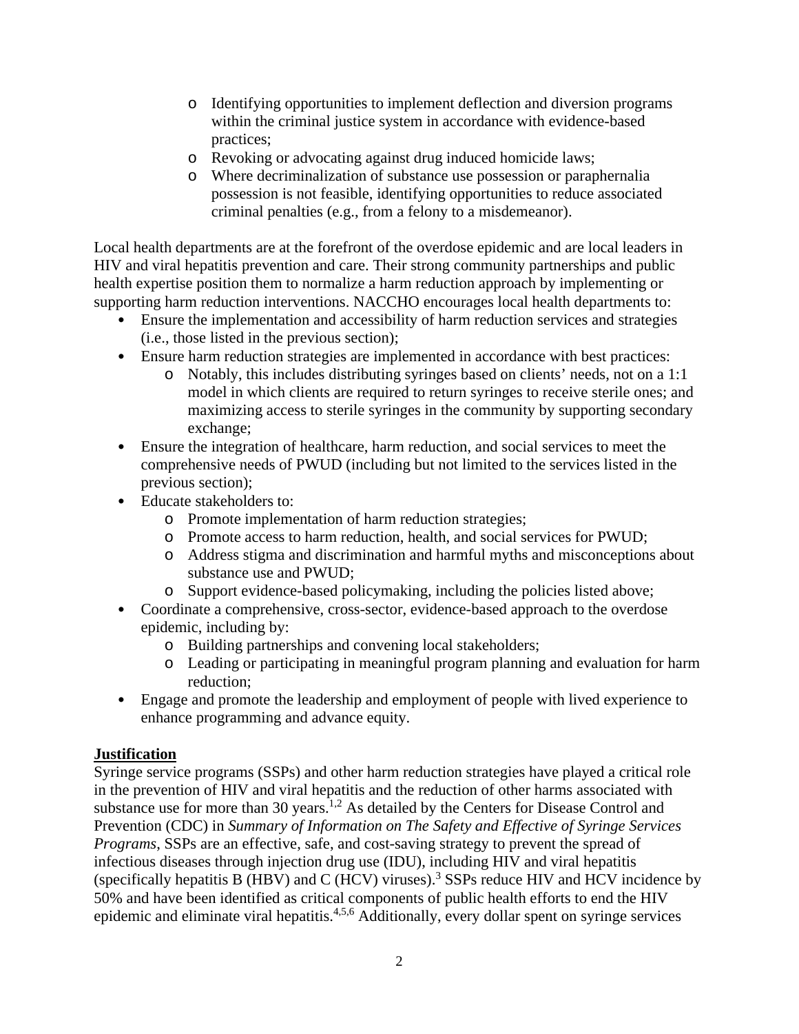- Identifying opportunities to implement deflection and diversion programs within the criminal justice system in accordance with evidence-based practices;
  - Revoking or advocating against drug induced homicide laws;
  - Where decriminalization of substance use possession or paraphernalia possession is not feasible, identifying opportunities to reduce associated criminal penalties (e.g., from a felony to a misdemeanor).

Local health departments are at the forefront of the overdose epidemic and are local leaders in HIV and viral hepatitis prevention and care. Their strong community partnerships and public health expertise position them to normalize a harm reduction approach by implementing or supporting harm reduction interventions. NACCHO encourages local health departments to:

- Ensure the implementation and accessibility of harm reduction services and strategies (i.e., those listed in the previous section);
- Ensure harm reduction strategies are implemented in accordance with best practices:
  - Notably, this includes distributing syringes based on clients' needs, not on a 1:1 model in which clients are required to return syringes to receive sterile ones; and maximizing access to sterile syringes in the community by supporting secondary exchange;
- Ensure the integration of healthcare, harm reduction, and social services to meet the comprehensive needs of PWUD (including but not limited to the services listed in the previous section);
- Educate stakeholders to:
  - Promote implementation of harm reduction strategies;
  - Promote access to harm reduction, health, and social services for PWUD;
  - Address stigma and discrimination and harmful myths and misconceptions about substance use and PWUD;
  - Support evidence-based policymaking, including the policies listed above;
- Coordinate a comprehensive, cross-sector, evidence-based approach to the overdose epidemic, including by:
  - Building partnerships and convening local stakeholders;
  - Leading or participating in meaningful program planning and evaluation for harm reduction;
- Engage and promote the leadership and employment of people with lived experience to enhance programming and advance equity.

**Justification**

Syringe service programs (SSPs) and other harm reduction strategies have played a critical role in the prevention of HIV and viral hepatitis and the reduction of other harms associated with substance use for more than 30 years.[1,2] As detailed by the Centers for Disease Control and Prevention (CDC) in *Summary of Information on The Safety and Effective of Syringe Services Programs*, SSPs are an effective, safe, and cost-saving strategy to prevent the spread of infectious diseases through injection drug use (IDU), including HIV and viral hepatitis (specifically hepatitis B (HBV) and C (HCV) viruses).[3] SSPs reduce HIV and HCV incidence by 50% and have been identified as critical components of public health efforts to end the HIV epidemic and eliminate viral hepatitis.[4,5,6] Additionally, every dollar spent on syringe services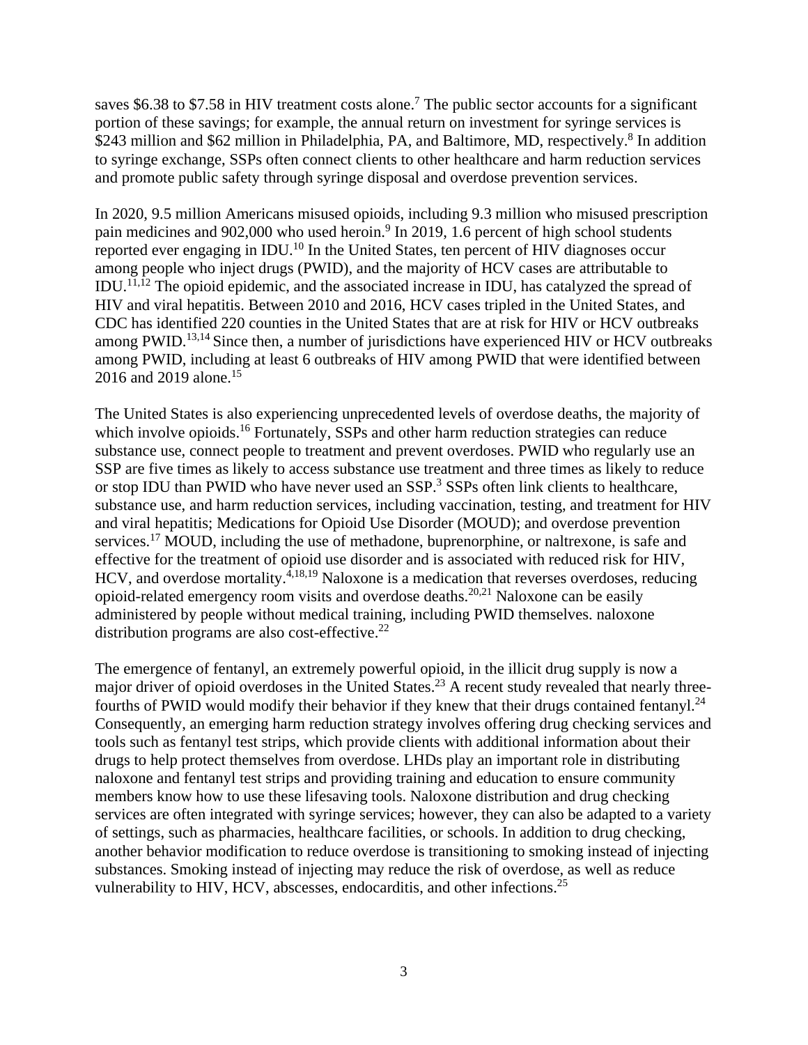saves \$6.38 to \$7.58 in HIV treatment costs alone.[7] The public sector accounts for a significant portion of these savings; for example, the annual return on investment for syringe services is \$243 million and \$62 million in Philadelphia, PA, and Baltimore, MD, respectively.[8] In addition to syringe exchange, SSPs often connect clients to other healthcare and harm reduction services and promote public safety through syringe disposal and overdose prevention services.

In 2020, 9.5 million Americans misused opioids, including 9.3 million who misused prescription pain medicines and 902,000 who used heroin.[9] In 2019, 1.6 percent of high school students reported ever engaging in IDU.[10] In the United States, ten percent of HIV diagnoses occur among people who inject drugs (PWID), and the majority of HCV cases are attributable to IDU.[11,12] The opioid epidemic, and the associated increase in IDU, has catalyzed the spread of HIV and viral hepatitis. Between 2010 and 2016, HCV cases tripled in the United States, and CDC has identified 220 counties in the United States that are at risk for HIV or HCV outbreaks among PWID.[13,14] Since then, a number of jurisdictions have experienced HIV or HCV outbreaks among PWID, including at least 6 outbreaks of HIV among PWID that were identified between 2016 and 2019 alone.[15]

The United States is also experiencing unprecedented levels of overdose deaths, the majority of which involve opioids.[16] Fortunately, SSPs and other harm reduction strategies can reduce substance use, connect people to treatment and prevent overdoses. PWID who regularly use an SSP are five times as likely to access substance use treatment and three times as likely to reduce or stop IDU than PWID who have never used an SSP.[3] SSPs often link clients to healthcare, substance use, and harm reduction services, including vaccination, testing, and treatment for HIV and viral hepatitis; Medications for Opioid Use Disorder (MOUD); and overdose prevention services.[17] MOUD, including the use of methadone, buprenorphine, or naltrexone, is safe and effective for the treatment of opioid use disorder and is associated with reduced risk for HIV, HCV, and overdose mortality.[4,18,19] Naloxone is a medication that reverses overdoses, reducing opioid-related emergency room visits and overdose deaths.[20,21] Naloxone can be easily administered by people without medical training, including PWID themselves. naloxone distribution programs are also cost-effective.[22]

The emergence of fentanyl, an extremely powerful opioid, in the illicit drug supply is now a major driver of opioid overdoses in the United States.[23] A recent study revealed that nearly three-fourths of PWID would modify their behavior if they knew that their drugs contained fentanyl.[24] Consequently, an emerging harm reduction strategy involves offering drug checking services and tools such as fentanyl test strips, which provide clients with additional information about their drugs to help protect themselves from overdose. LHDs play an important role in distributing naloxone and fentanyl test strips and providing training and education to ensure community members know how to use these lifesaving tools. Naloxone distribution and drug checking services are often integrated with syringe services; however, they can also be adapted to a variety of settings, such as pharmacies, healthcare facilities, or schools. In addition to drug checking, another behavior modification to reduce overdose is transitioning to smoking instead of injecting substances. Smoking instead of injecting may reduce the risk of overdose, as well as reduce vulnerability to HIV, HCV, abscesses, endocarditis, and other infections.[25]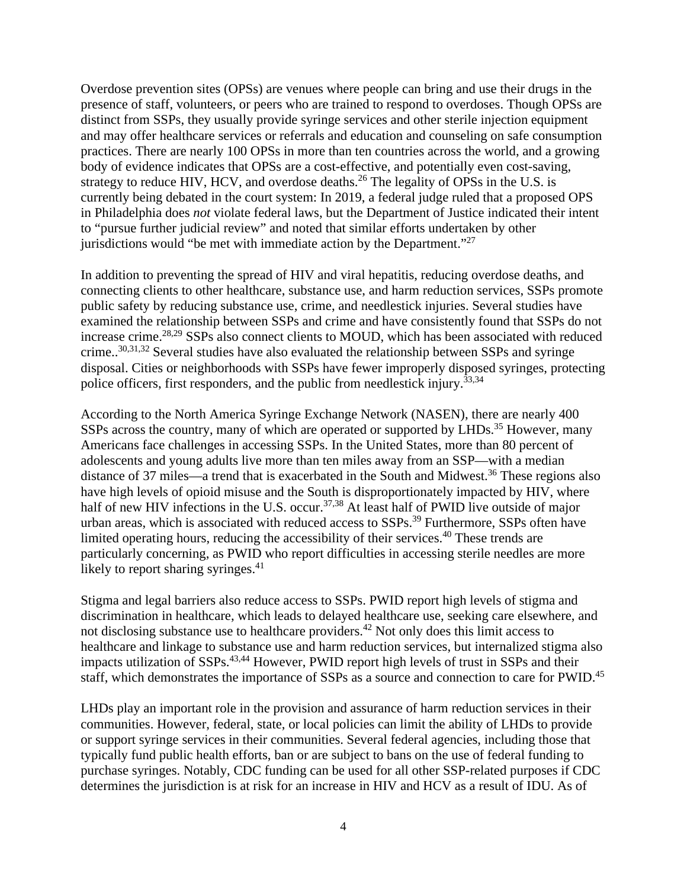Overdose prevention sites (OPSs) are venues where people can bring and use their drugs in the presence of staff, volunteers, or peers who are trained to respond to overdoses. Though OPSs are distinct from SSPs, they usually provide syringe services and other sterile injection equipment and may offer healthcare services or referrals and education and counseling on safe consumption practices. There are nearly 100 OPSs in more than ten countries across the world, and a growing body of evidence indicates that OPSs are a cost-effective, and potentially even cost-saving, strategy to reduce HIV, HCV, and overdose deaths.[26] The legality of OPSs in the U.S. is currently being debated in the court system: In 2019, a federal judge ruled that a proposed OPS in Philadelphia does *not* violate federal laws, but the Department of Justice indicated their intent to "pursue further judicial review" and noted that similar efforts undertaken by other jurisdictions would "be met with immediate action by the Department."[27]

In addition to preventing the spread of HIV and viral hepatitis, reducing overdose deaths, and connecting clients to other healthcare, substance use, and harm reduction services, SSPs promote public safety by reducing substance use, crime, and needlestick injuries. Several studies have examined the relationship between SSPs and crime and have consistently found that SSPs do not increase crime.[28,29] SSPs also connect clients to MOUD, which has been associated with reduced crime..[30,31,32] Several studies have also evaluated the relationship between SSPs and syringe disposal. Cities or neighborhoods with SSPs have fewer improperly disposed syringes, protecting police officers, first responders, and the public from needlestick injury.[33,34]

According to the North America Syringe Exchange Network (NASEN), there are nearly 400 SSPs across the country, many of which are operated or supported by LHDs.[35] However, many Americans face challenges in accessing SSPs. In the United States, more than 80 percent of adolescents and young adults live more than ten miles away from an SSP—with a median distance of 37 miles—a trend that is exacerbated in the South and Midwest.[36] These regions also have high levels of opioid misuse and the South is disproportionately impacted by HIV, where half of new HIV infections in the U.S. occur.[37,38] At least half of PWID live outside of major urban areas, which is associated with reduced access to SSPs.[39] Furthermore, SSPs often have limited operating hours, reducing the accessibility of their services.[40] These trends are particularly concerning, as PWID who report difficulties in accessing sterile needles are more likely to report sharing syringes.[41]

Stigma and legal barriers also reduce access to SSPs. PWID report high levels of stigma and discrimination in healthcare, which leads to delayed healthcare use, seeking care elsewhere, and not disclosing substance use to healthcare providers.[42] Not only does this limit access to healthcare and linkage to substance use and harm reduction services, but internalized stigma also impacts utilization of SSPs.[43,44] However, PWID report high levels of trust in SSPs and their staff, which demonstrates the importance of SSPs as a source and connection to care for PWID.[45]

LHDs play an important role in the provision and assurance of harm reduction services in their communities. However, federal, state, or local policies can limit the ability of LHDs to provide or support syringe services in their communities. Several federal agencies, including those that typically fund public health efforts, ban or are subject to bans on the use of federal funding to purchase syringes. Notably, CDC funding can be used for all other SSP-related purposes if CDC determines the jurisdiction is at risk for an increase in HIV and HCV as a result of IDU. As of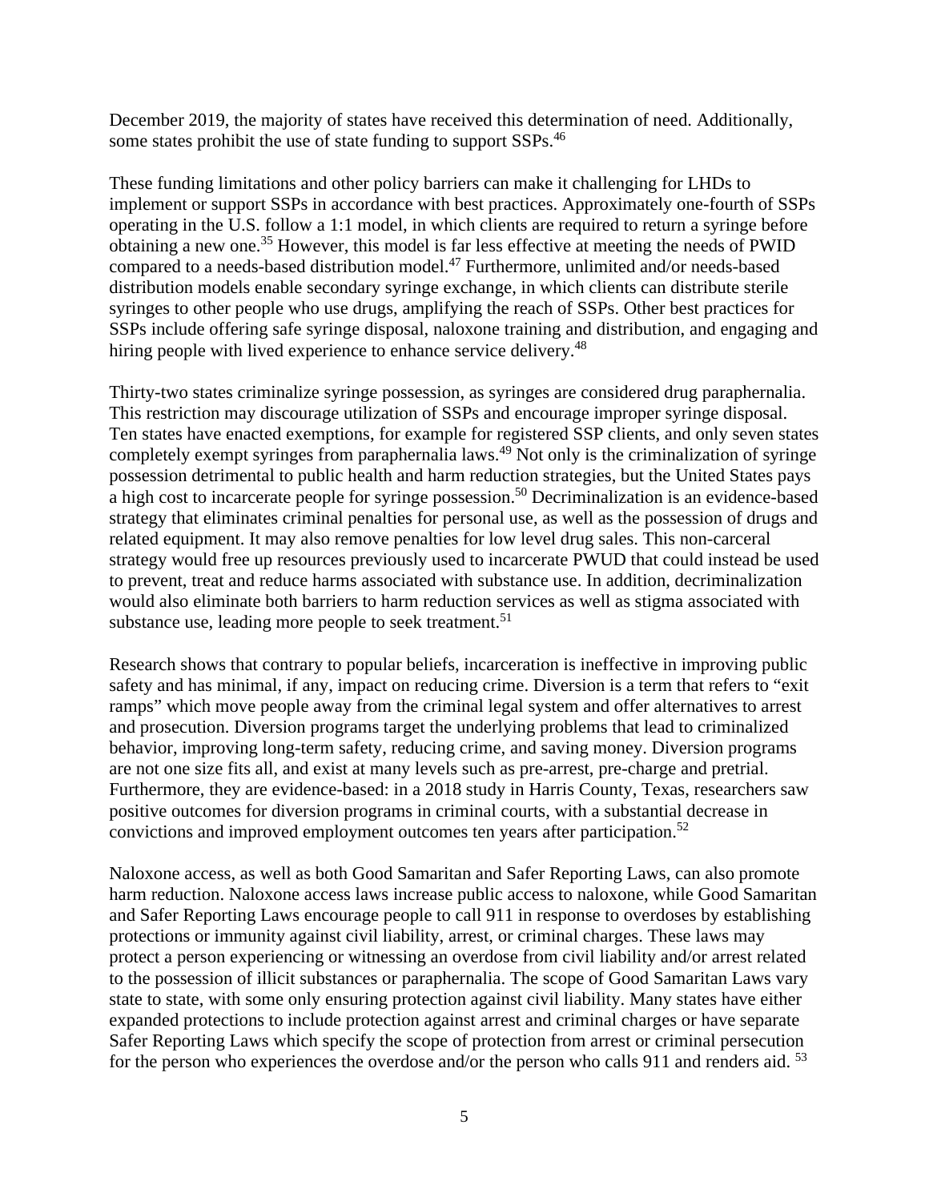December 2019, the majority of states have received this determination of need. Additionally, some states prohibit the use of state funding to support SSPs.[46]

These funding limitations and other policy barriers can make it challenging for LHDs to implement or support SSPs in accordance with best practices. Approximately one-fourth of SSPs operating in the U.S. follow a 1:1 model, in which clients are required to return a syringe before obtaining a new one.[35] However, this model is far less effective at meeting the needs of PWID compared to a needs-based distribution model.[47] Furthermore, unlimited and/or needs-based distribution models enable secondary syringe exchange, in which clients can distribute sterile syringes to other people who use drugs, amplifying the reach of SSPs. Other best practices for SSPs include offering safe syringe disposal, naloxone training and distribution, and engaging and hiring people with lived experience to enhance service delivery.[48]

Thirty-two states criminalize syringe possession, as syringes are considered drug paraphernalia. This restriction may discourage utilization of SSPs and encourage improper syringe disposal. Ten states have enacted exemptions, for example for registered SSP clients, and only seven states completely exempt syringes from paraphernalia laws.[49] Not only is the criminalization of syringe possession detrimental to public health and harm reduction strategies, but the United States pays a high cost to incarcerate people for syringe possession.[50] Decriminalization is an evidence-based strategy that eliminates criminal penalties for personal use, as well as the possession of drugs and related equipment. It may also remove penalties for low level drug sales. This non-carceral strategy would free up resources previously used to incarcerate PWUD that could instead be used to prevent, treat and reduce harms associated with substance use. In addition, decriminalization would also eliminate both barriers to harm reduction services as well as stigma associated with substance use, leading more people to seek treatment.[51]

Research shows that contrary to popular beliefs, incarceration is ineffective in improving public safety and has minimal, if any, impact on reducing crime. Diversion is a term that refers to "exit ramps" which move people away from the criminal legal system and offer alternatives to arrest and prosecution. Diversion programs target the underlying problems that lead to criminalized behavior, improving long-term safety, reducing crime, and saving money. Diversion programs are not one size fits all, and exist at many levels such as pre-arrest, pre-charge and pretrial. Furthermore, they are evidence-based: in a 2018 study in Harris County, Texas, researchers saw positive outcomes for diversion programs in criminal courts, with a substantial decrease in convictions and improved employment outcomes ten years after participation.[52]

Naloxone access, as well as both Good Samaritan and Safer Reporting Laws, can also promote harm reduction. Naloxone access laws increase public access to naloxone, while Good Samaritan and Safer Reporting Laws encourage people to call 911 in response to overdoses by establishing protections or immunity against civil liability, arrest, or criminal charges. These laws may protect a person experiencing or witnessing an overdose from civil liability and/or arrest related to the possession of illicit substances or paraphernalia. The scope of Good Samaritan Laws vary state to state, with some only ensuring protection against civil liability. Many states have either expanded protections to include protection against arrest and criminal charges or have separate Safer Reporting Laws which specify the scope of protection from arrest or criminal persecution for the person who experiences the overdose and/or the person who calls 911 and renders aid. [53]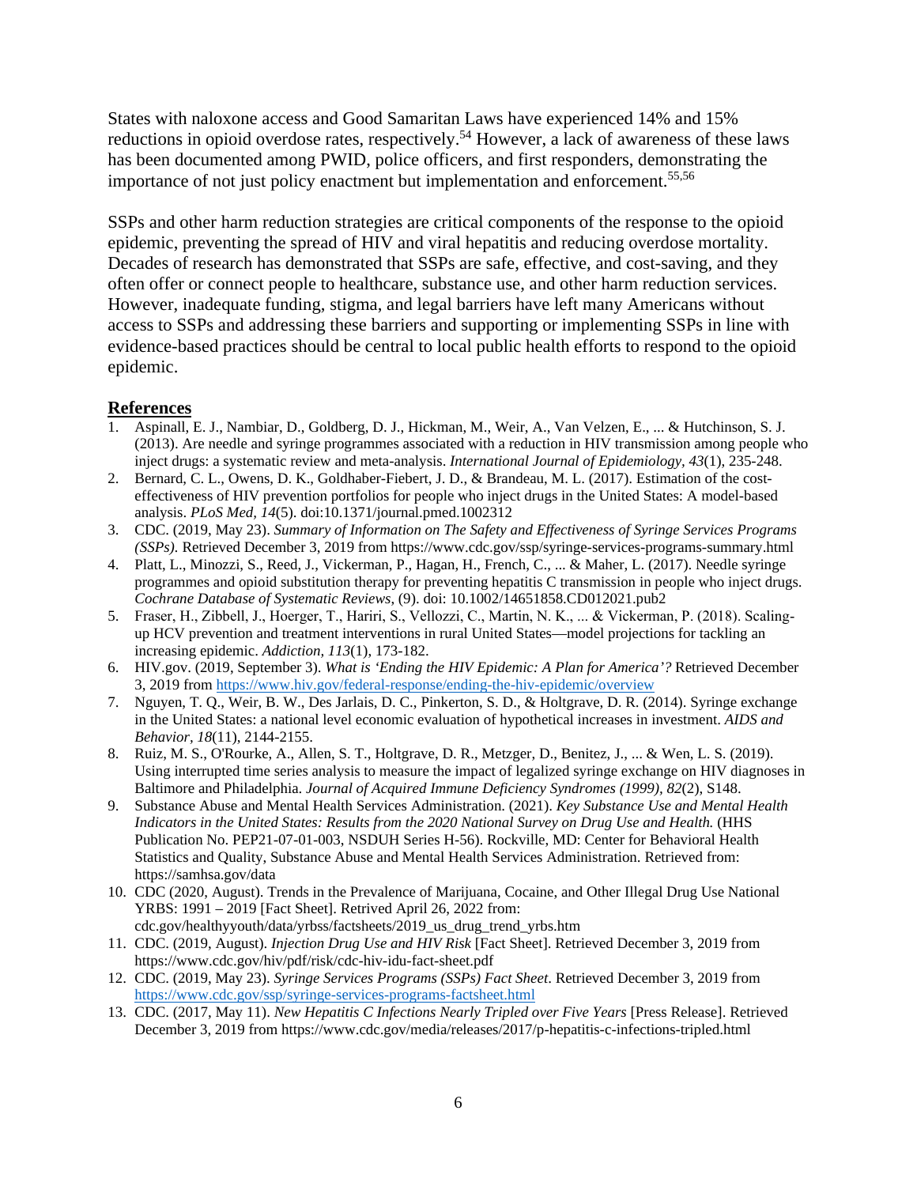States with naloxone access and Good Samaritan Laws have experienced 14% and 15% reductions in opioid overdose rates, respectively.[54] However, a lack of awareness of these laws has been documented among PWID, police officers, and first responders, demonstrating the importance of not just policy enactment but implementation and enforcement.[55,56]

SSPs and other harm reduction strategies are critical components of the response to the opioid epidemic, preventing the spread of HIV and viral hepatitis and reducing overdose mortality. Decades of research has demonstrated that SSPs are safe, effective, and cost-saving, and they often offer or connect people to healthcare, substance use, and other harm reduction services. However, inadequate funding, stigma, and legal barriers have left many Americans without access to SSPs and addressing these barriers and supporting or implementing SSPs in line with evidence-based practices should be central to local public health efforts to respond to the opioid epidemic.

## References

1. Aspinall, E. J., Nambiar, D., Goldberg, D. J., Hickman, M., Weir, A., Van Velzen, E., ... & Hutchinson, S. J. (2013). Are needle and syringe programmes associated with a reduction in HIV transmission among people who inject drugs: a systematic review and meta-analysis. *International Journal of Epidemiology, 43*(1), 235-248.
2. Bernard, C. L., Owens, D. K., Goldhaber-Fiebert, J. D., & Brandeau, M. L. (2017). Estimation of the cost-effectiveness of HIV prevention portfolios for people who inject drugs in the United States: A model-based analysis. *PLoS Med, 14*(5). doi:10.1371/journal.pmed.1002312
3. CDC. (2019, May 23). *Summary of Information on The Safety and Effectiveness of Syringe Services Programs (SSPs).* Retrieved December 3, 2019 from https://www.cdc.gov/ssp/syringe-services-programs-summary.html
4. Platt, L., Minozzi, S., Reed, J., Vickerman, P., Hagan, H., French, C., ... & Maher, L. (2017). Needle syringe programmes and opioid substitution therapy for preventing hepatitis C transmission in people who inject drugs. *Cochrane Database of Systematic Reviews*, (9). doi: 10.1002/14651858.CD012021.pub2
5. Fraser, H., Zibbell, J., Hoerger, T., Hariri, S., Vellozzi, C., Martin, N. K., ... & Vickerman, P. (2018). Scaling-up HCV prevention and treatment interventions in rural United States—model projections for tackling an increasing epidemic. *Addiction, 113*(1), 173-182.
6. HIV.gov. (2019, September 3). *What is 'Ending the HIV Epidemic: A Plan for America'?* Retrieved December 3, 2019 from https://www.hiv.gov/federal-response/ending-the-hiv-epidemic/overview
7. Nguyen, T. Q., Weir, B. W., Des Jarlais, D. C., Pinkerton, S. D., & Holtgrave, D. R. (2014). Syringe exchange in the United States: a national level economic evaluation of hypothetical increases in investment. *AIDS and Behavior, 18*(11), 2144-2155.
8. Ruiz, M. S., O'Rourke, A., Allen, S. T., Holtgrave, D. R., Metzger, D., Benitez, J., ... & Wen, L. S. (2019). Using interrupted time series analysis to measure the impact of legalized syringe exchange on HIV diagnoses in Baltimore and Philadelphia. *Journal of Acquired Immune Deficiency Syndromes (1999), 82*(2), S148.
9. Substance Abuse and Mental Health Services Administration. (2021). *Key Substance Use and Mental Health Indicators in the United States: Results from the 2020 National Survey on Drug Use and Health.* (HHS Publication No. PEP21-07-01-003, NSDUH Series H-56). Rockville, MD: Center for Behavioral Health Statistics and Quality, Substance Abuse and Mental Health Services Administration. Retrieved from: https://samhsa.gov/data
10. CDC (2020, August). Trends in the Prevalence of Marijuana, Cocaine, and Other Illegal Drug Use National YRBS: 1991 – 2019 [Fact Sheet]. Retrived April 26, 2022 from: cdc.gov/healthyyouth/data/yrbss/factsheets/2019_us_drug_trend_yrbs.htm
11. CDC. (2019, August). *Injection Drug Use and HIV Risk* [Fact Sheet]. Retrieved December 3, 2019 from https://www.cdc.gov/hiv/pdf/risk/cdc-hiv-idu-fact-sheet.pdf
12. CDC. (2019, May 23). *Syringe Services Programs (SSPs) Fact Sheet*. Retrieved December 3, 2019 from https://www.cdc.gov/ssp/syringe-services-programs-factsheet.html
13. CDC. (2017, May 11). *New Hepatitis C Infections Nearly Tripled over Five Years* [Press Release]. Retrieved December 3, 2019 from https://www.cdc.gov/media/releases/2017/p-hepatitis-c-infections-tripled.html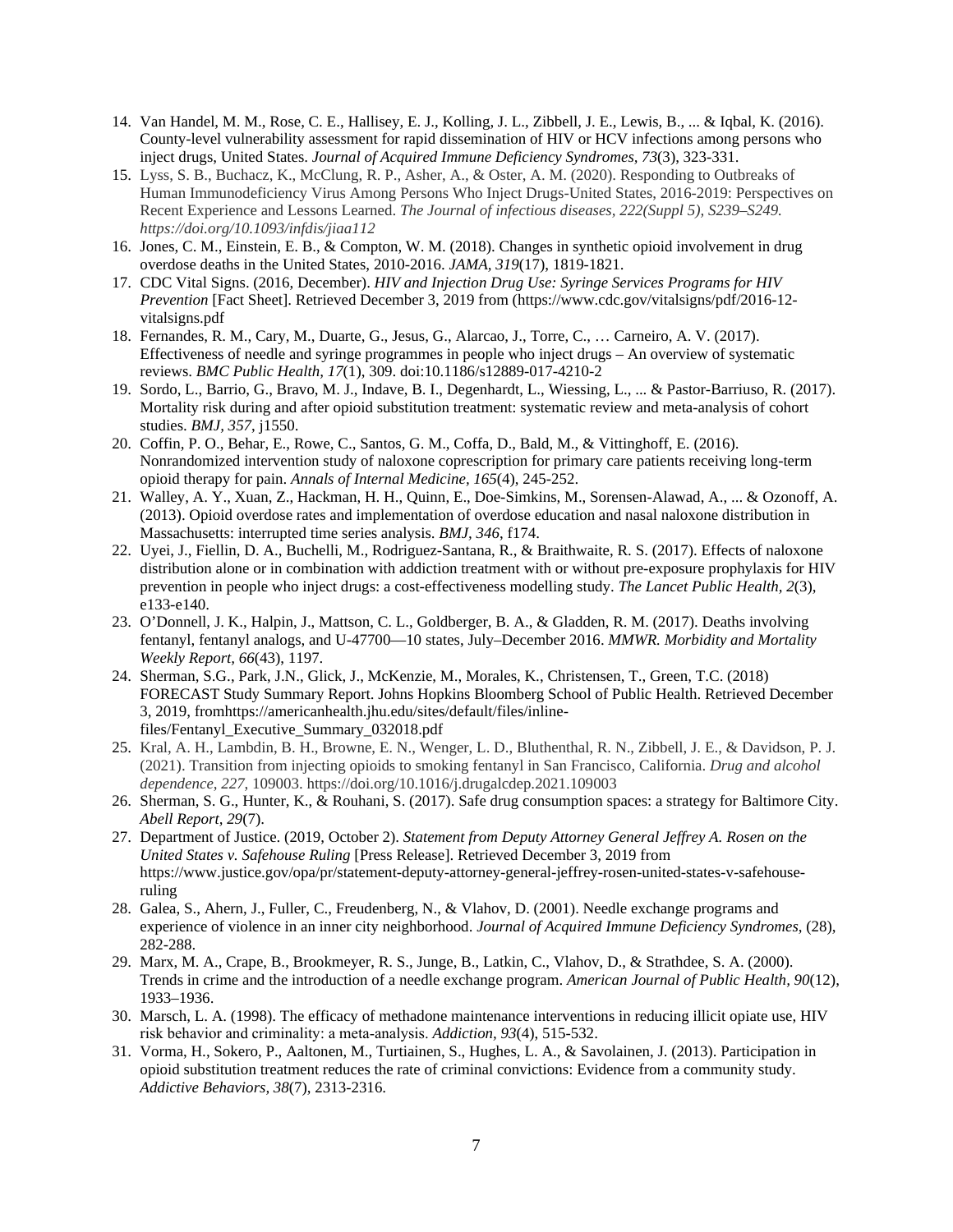14. Van Handel, M. M., Rose, C. E., Hallisey, E. J., Kolling, J. L., Zibbell, J. E., Lewis, B., ... & Iqbal, K. (2016). County-level vulnerability assessment for rapid dissemination of HIV or HCV infections among persons who inject drugs, United States. *Journal of Acquired Immune Deficiency Syndromes*, *73*(3), 323-331.
15. Lyss, S. B., Buchacz, K., McClung, R. P., Asher, A., & Oster, A. M. (2020). Responding to Outbreaks of Human Immunodeficiency Virus Among Persons Who Inject Drugs-United States, 2016-2019: Perspectives on Recent Experience and Lessons Learned. *The Journal of infectious diseases*, *222(Suppl 5), S239–S249. https://doi.org/10.1093/infdis/jiaa112*
16. Jones, C. M., Einstein, E. B., & Compton, W. M. (2018). Changes in synthetic opioid involvement in drug overdose deaths in the United States, 2010-2016. *JAMA, 319*(17), 1819-1821.
17. CDC Vital Signs. (2016, December). *HIV and Injection Drug Use: Syringe Services Programs for HIV Prevention* [Fact Sheet]. Retrieved December 3, 2019 from (https://www.cdc.gov/vitalsigns/pdf/2016-12-vitalsigns.pdf
18. Fernandes, R. M., Cary, M., Duarte, G., Jesus, G., Alarcao, J., Torre, C., … Carneiro, A. V. (2017). Effectiveness of needle and syringe programmes in people who inject drugs – An overview of systematic reviews. *BMC Public Health*, *17*(1), 309. doi:10.1186/s12889-017-4210-2
19. Sordo, L., Barrio, G., Bravo, M. J., Indave, B. I., Degenhardt, L., Wiessing, L., ... & Pastor-Barriuso, R. (2017). Mortality risk during and after opioid substitution treatment: systematic review and meta-analysis of cohort studies. *BMJ, 357*, j1550.
20. Coffin, P. O., Behar, E., Rowe, C., Santos, G. M., Coffa, D., Bald, M., & Vittinghoff, E. (2016). Nonrandomized intervention study of naloxone coprescription for primary care patients receiving long-term opioid therapy for pain. *Annals of Internal Medicine, 165*(4), 245-252.
21. Walley, A. Y., Xuan, Z., Hackman, H. H., Quinn, E., Doe-Simkins, M., Sorensen-Alawad, A., ... & Ozonoff, A. (2013). Opioid overdose rates and implementation of overdose education and nasal naloxone distribution in Massachusetts: interrupted time series analysis. *BMJ, 346*, f174.
22. Uyei, J., Fiellin, D. A., Buchelli, M., Rodriguez-Santana, R., & Braithwaite, R. S. (2017). Effects of naloxone distribution alone or in combination with addiction treatment with or without pre-exposure prophylaxis for HIV prevention in people who inject drugs: a cost-effectiveness modelling study. *The Lancet Public Health, 2*(3), e133-e140.
23. O'Donnell, J. K., Halpin, J., Mattson, C. L., Goldberger, B. A., & Gladden, R. M. (2017). Deaths involving fentanyl, fentanyl analogs, and U-47700—10 states, July–December 2016. *MMWR. Morbidity and Mortality Weekly Report, 66*(43), 1197.
24. Sherman, S.G., Park, J.N., Glick, J., McKenzie, M., Morales, K., Christensen, T., Green, T.C. (2018) FORECAST Study Summary Report. Johns Hopkins Bloomberg School of Public Health. Retrieved December 3, 2019, fromhttps://americanhealth.jhu.edu/sites/default/files/inline-files/Fentanyl_Executive_Summary_032018.pdf
25. Kral, A. H., Lambdin, B. H., Browne, E. N., Wenger, L. D., Bluthenthal, R. N., Zibbell, J. E., & Davidson, P. J. (2021). Transition from injecting opioids to smoking fentanyl in San Francisco, California. *Drug and alcohol dependence*, *227*, 109003. https://doi.org/10.1016/j.drugalcdep.2021.109003
26. Sherman, S. G., Hunter, K., & Rouhani, S. (2017). Safe drug consumption spaces: a strategy for Baltimore City. *Abell Report, 29*(7).
27. Department of Justice. (2019, October 2). *Statement from Deputy Attorney General Jeffrey A. Rosen on the United States v. Safehouse Ruling* [Press Release]. Retrieved December 3, 2019 from https://www.justice.gov/opa/pr/statement-deputy-attorney-general-jeffrey-rosen-united-states-v-safehouse-ruling
28. Galea, S., Ahern, J., Fuller, C., Freudenberg, N., & Vlahov, D. (2001). Needle exchange programs and experience of violence in an inner city neighborhood. *Journal of Acquired Immune Deficiency Syndromes,* (28), 282-288.
29. Marx, M. A., Crape, B., Brookmeyer, R. S., Junge, B., Latkin, C., Vlahov, D., & Strathdee, S. A. (2000). Trends in crime and the introduction of a needle exchange program. *American Journal of Public Health*, *90*(12), 1933–1936.
30. Marsch, L. A. (1998). The efficacy of methadone maintenance interventions in reducing illicit opiate use, HIV risk behavior and criminality: a meta-analysis. *Addiction, 93*(4), 515-532.
31. Vorma, H., Sokero, P., Aaltonen, M., Turtiainen, S., Hughes, L. A., & Savolainen, J. (2013). Participation in opioid substitution treatment reduces the rate of criminal convictions: Evidence from a community study. *Addictive Behaviors, 38*(7), 2313-2316.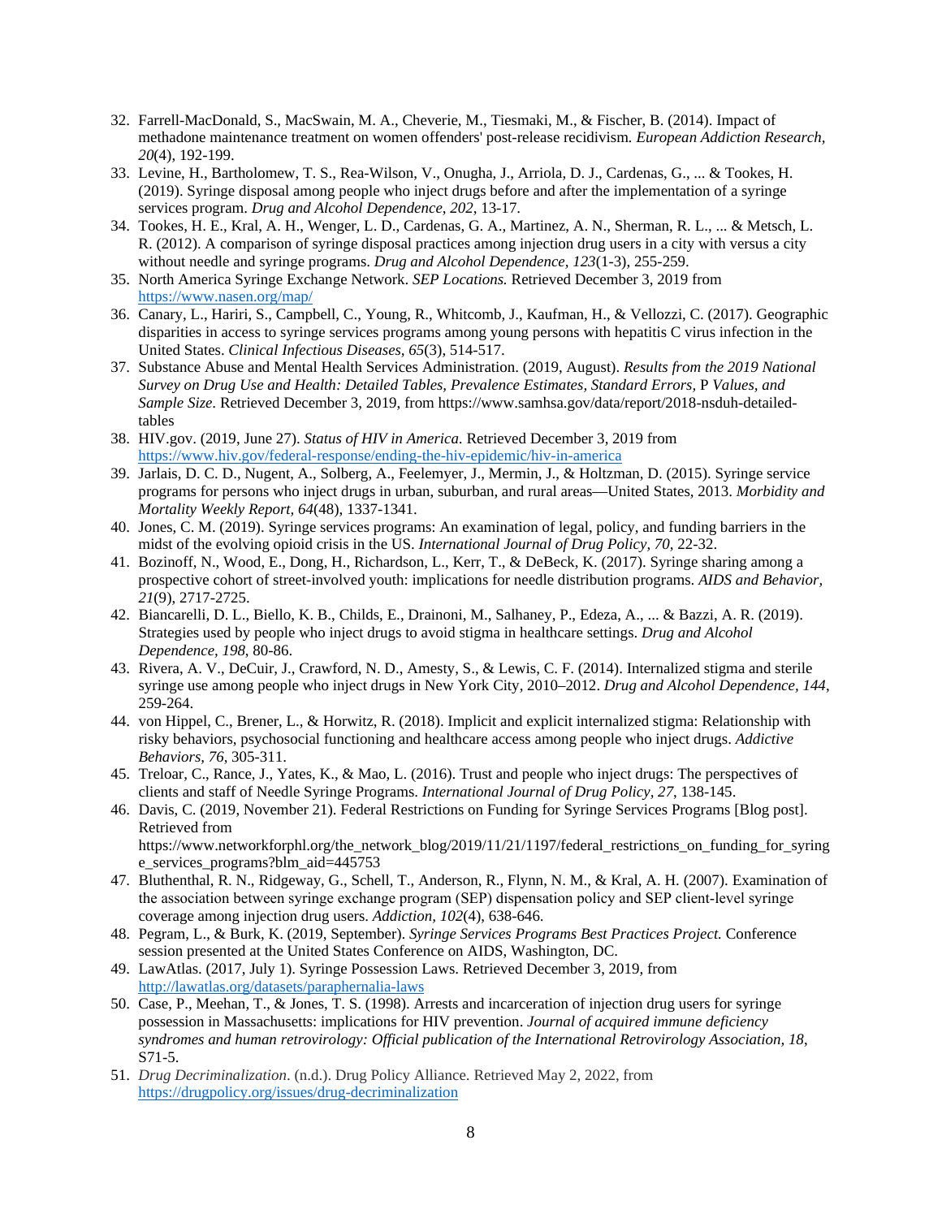32. Farrell-MacDonald, S., MacSwain, M. A., Cheverie, M., Tiesmaki, M., & Fischer, B. (2014). Impact of methadone maintenance treatment on women offenders' post-release recidivism. *European Addiction Research, 20*(4), 192-199.
33. Levine, H., Bartholomew, T. S., Rea-Wilson, V., Onugha, J., Arriola, D. J., Cardenas, G., ... & Tookes, H. (2019). Syringe disposal among people who inject drugs before and after the implementation of a syringe services program. *Drug and Alcohol Dependence, 202*, 13-17.
34. Tookes, H. E., Kral, A. H., Wenger, L. D., Cardenas, G. A., Martinez, A. N., Sherman, R. L., ... & Metsch, L. R. (2012). A comparison of syringe disposal practices among injection drug users in a city with versus a city without needle and syringe programs. *Drug and Alcohol Dependence, 123*(1-3), 255-259.
35. North America Syringe Exchange Network. *SEP Locations.* Retrieved December 3, 2019 from https://www.nasen.org/map/
36. Canary, L., Hariri, S., Campbell, C., Young, R., Whitcomb, J., Kaufman, H., & Vellozzi, C. (2017). Geographic disparities in access to syringe services programs among young persons with hepatitis C virus infection in the United States. *Clinical Infectious Diseases, 65*(3), 514-517.
37. Substance Abuse and Mental Health Services Administration. (2019, August). *Results from the 2019 National Survey on Drug Use and Health: Detailed Tables, Prevalence Estimates, Standard Errors,* P *Values, and Sample Size*. Retrieved December 3, 2019, from https://www.samhsa.gov/data/report/2018-nsduh-detailed-tables
38. HIV.gov. (2019, June 27). *Status of HIV in America.* Retrieved December 3, 2019 from https://www.hiv.gov/federal-response/ending-the-hiv-epidemic/hiv-in-america
39. Jarlais, D. C. D., Nugent, A., Solberg, A., Feelemyer, J., Mermin, J., & Holtzman, D. (2015). Syringe service programs for persons who inject drugs in urban, suburban, and rural areas—United States, 2013. *Morbidity and Mortality Weekly Report, 64*(48), 1337-1341.
40. Jones, C. M. (2019). Syringe services programs: An examination of legal, policy, and funding barriers in the midst of the evolving opioid crisis in the US. *International Journal of Drug Policy, 70*, 22-32.
41. Bozinoff, N., Wood, E., Dong, H., Richardson, L., Kerr, T., & DeBeck, K. (2017). Syringe sharing among a prospective cohort of street-involved youth: implications for needle distribution programs. *AIDS and Behavior, 21*(9), 2717-2725.
42. Biancarelli, D. L., Biello, K. B., Childs, E., Drainoni, M., Salhaney, P., Edeza, A., ... & Bazzi, A. R. (2019). Strategies used by people who inject drugs to avoid stigma in healthcare settings. *Drug and Alcohol Dependence, 198*, 80-86.
43. Rivera, A. V., DeCuir, J., Crawford, N. D., Amesty, S., & Lewis, C. F. (2014). Internalized stigma and sterile syringe use among people who inject drugs in New York City, 2010–2012. *Drug and Alcohol Dependence, 144*, 259-264.
44. von Hippel, C., Brener, L., & Horwitz, R. (2018). Implicit and explicit internalized stigma: Relationship with risky behaviors, psychosocial functioning and healthcare access among people who inject drugs. *Addictive Behaviors, 76*, 305-311.
45. Treloar, C., Rance, J., Yates, K., & Mao, L. (2016). Trust and people who inject drugs: The perspectives of clients and staff of Needle Syringe Programs. *International Journal of Drug Policy, 27*, 138-145.
46. Davis, C. (2019, November 21). Federal Restrictions on Funding for Syringe Services Programs [Blog post]. Retrieved from https://www.networkforphl.org/the_network_blog/2019/11/21/1197/federal_restrictions_on_funding_for_syringe_services_programs?blm_aid=445753
47. Bluthenthal, R. N., Ridgeway, G., Schell, T., Anderson, R., Flynn, N. M., & Kral, A. H. (2007). Examination of the association between syringe exchange program (SEP) dispensation policy and SEP client-level syringe coverage among injection drug users. *Addiction, 102*(4), 638-646.
48. Pegram, L., & Burk, K. (2019, September). *Syringe Services Programs Best Practices Project.* Conference session presented at the United States Conference on AIDS, Washington, DC.
49. LawAtlas. (2017, July 1). Syringe Possession Laws. Retrieved December 3, 2019, from http://lawatlas.org/datasets/paraphernalia-laws
50. Case, P., Meehan, T., & Jones, T. S. (1998). Arrests and incarceration of injection drug users for syringe possession in Massachusetts: implications for HIV prevention. *Journal of acquired immune deficiency syndromes and human retrovirology: Official publication of the International Retrovirology Association, 18*, S71-5.
51. *Drug Decriminalization*. (n.d.). Drug Policy Alliance. Retrieved May 2, 2022, from https://drugpolicy.org/issues/drug-decriminalization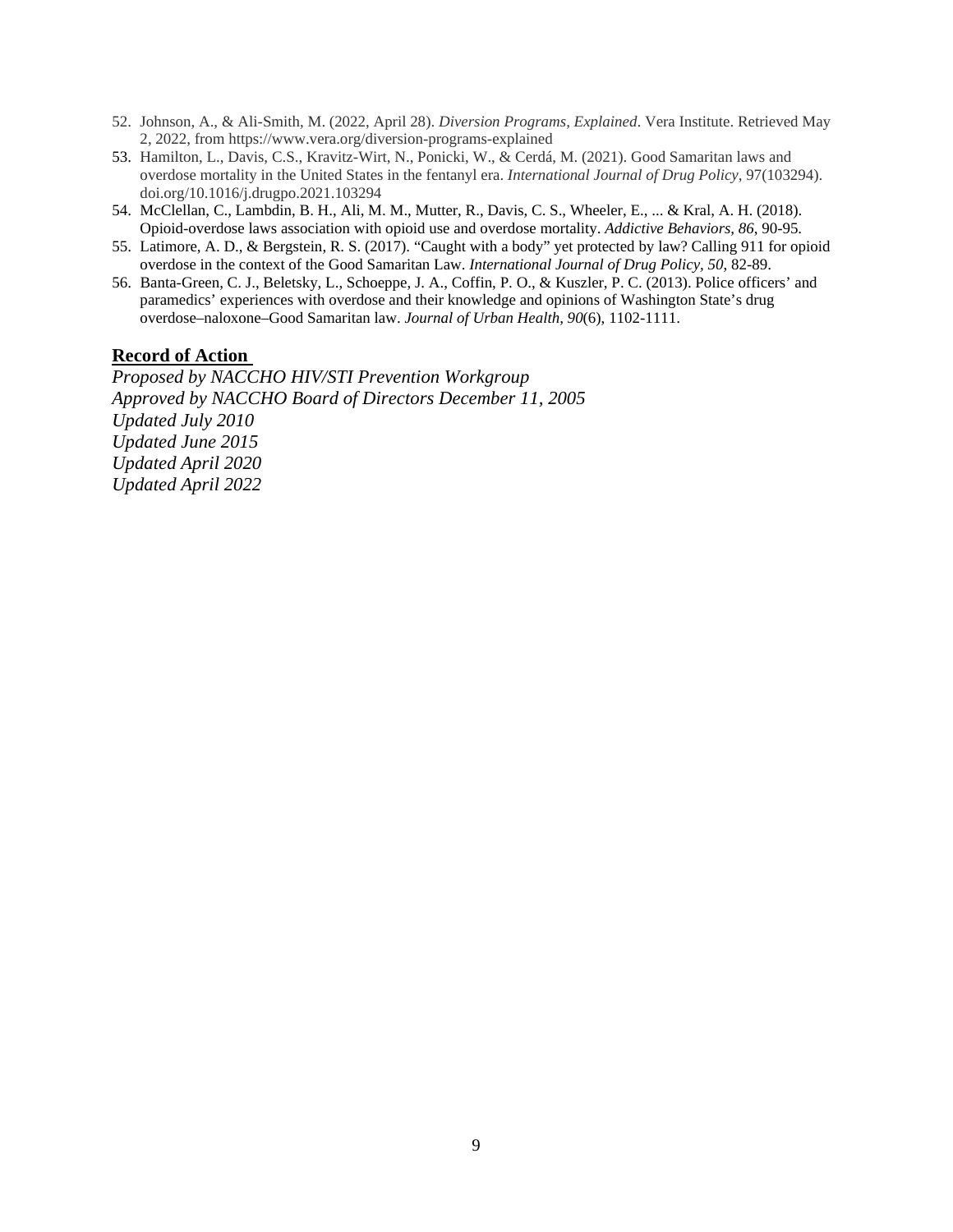52. Johnson, A., & Ali-Smith, M. (2022, April 28). *Diversion Programs, Explained*. Vera Institute. Retrieved May 2, 2022, from https://www.vera.org/diversion-programs-explained
53. Hamilton, L., Davis, C.S., Kravitz-Wirt, N., Ponicki, W., & Cerdá, M. (2021). Good Samaritan laws and overdose mortality in the United States in the fentanyl era. *International Journal of Drug Policy*, 97(103294). doi.org/10.1016/j.drugpo.2021.103294
54. McClellan, C., Lambdin, B. H., Ali, M. M., Mutter, R., Davis, C. S., Wheeler, E., ... & Kral, A. H. (2018). Opioid-overdose laws association with opioid use and overdose mortality. *Addictive Behaviors, 86*, 90-95.
55. Latimore, A. D., & Bergstein, R. S. (2017). "Caught with a body" yet protected by law? Calling 911 for opioid overdose in the context of the Good Samaritan Law. *International Journal of Drug Policy, 50*, 82-89.
56. Banta-Green, C. J., Beletsky, L., Schoeppe, J. A., Coffin, P. O., & Kuszler, P. C. (2013). Police officers' and paramedics' experiences with overdose and their knowledge and opinions of Washington State's drug overdose–naloxone–Good Samaritan law. *Journal of Urban Health*, *90*(6), 1102-1111.

**Record of Action**

*Proposed by NACCHO HIV/STI Prevention Workgroup*
*Approved by NACCHO Board of Directors December 11, 2005*
*Updated July 2010*
*Updated June 2015*
*Updated April 2020*
*Updated April 2022*